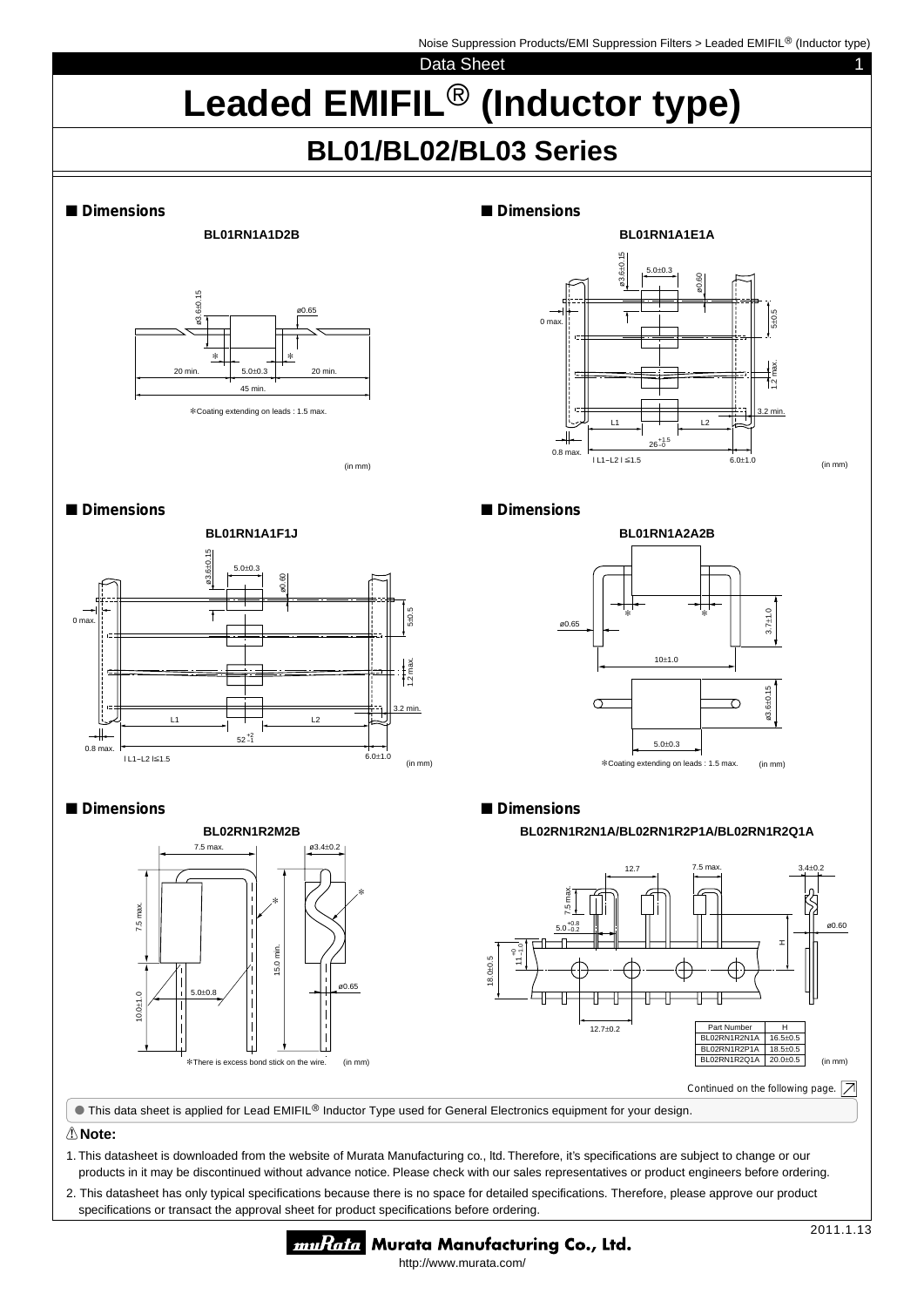# Leaded EMIFIL® (Inductor type)

## BL01/BL02/BL03 Series

■ **Dimensions**

**BL01RN1A1D2B**

ø3.6±0.15 ø0.65

20 min. 5.0±0.3 20 min.

45 min.

*Coating extending on leads : 1.5 max.

(in mm)

■ **Dimensions**

**BL01RN1A1E1A**

ø3.6±0.15 5.0±0.3 ø0.60

0 max. 5±0.5

1.2 max.

3.2 min.

L1 L2

$26^{+1.5}_{-0}$

0.8 max.

| L1−L2 | ≤1.5 6.0±1.0

(in mm)

■ **Dimensions**

**BL01RN1A1F1J**

ø3.6±0.15 5.0±0.3 ø0.60

0 max. 5±0.5

1.2 max.

3.2 min.

L1 L2

$52^{+2}_{-1}$

0.8 max.

| L1−L2 |≤1.5 6.0±1.0

(in mm)

■ **Dimensions**

**BL01RN1A2A2B**

ø0.65 3.7±1.0

10±1.0

ø3.6±0.15

5.0±0.3

*Coating extending on leads : 1.5 max. (in mm)

■ **Dimensions**

**BL02RN1R2M2B**

7.5 max. ø3.4±0.2

7.5 max. 15.0 min.

5.0±0.8 ø0.65

10.0±1.0

*There is excess bond stick on the wire. (in mm)

■ **Dimensions**

**BL02RN1R2N1A/BL02RN1R2P1A/BL02RN1R2Q1A**

12.7 7.5 max. 3.4±0.2

7.5 max.

$5.0^{+0.8}_{-0.2}$ ø0.60

$11^{+0}_{-1.0}$ H

18.0±0.5

12.7±0.2

| Part Number | H |
|---|---|
| BL02RN1R2N1A | 16.5±0.5 |
| BL02RN1R2P1A | 18.5±0.5 |
| BL02RN1R2Q1A | 20.0±0.5 |

(in mm)

Continued on the following page.

● This data sheet is applied for Lead EMIFIL® Inductor Type used for General Electronics equipment for your design.

⚠**Note:**

1. This datasheet is downloaded from the website of Murata Manufacturing co., ltd. Therefore, it's specifications are subject to change or our products in it may be discontinued without advance notice. Please check with our sales representatives or product engineers before ordering.
2. This datasheet has only typical specifications because there is no space for detailed specifications. Therefore, please approve our product specifications or transact the approval sheet for product specifications before ordering.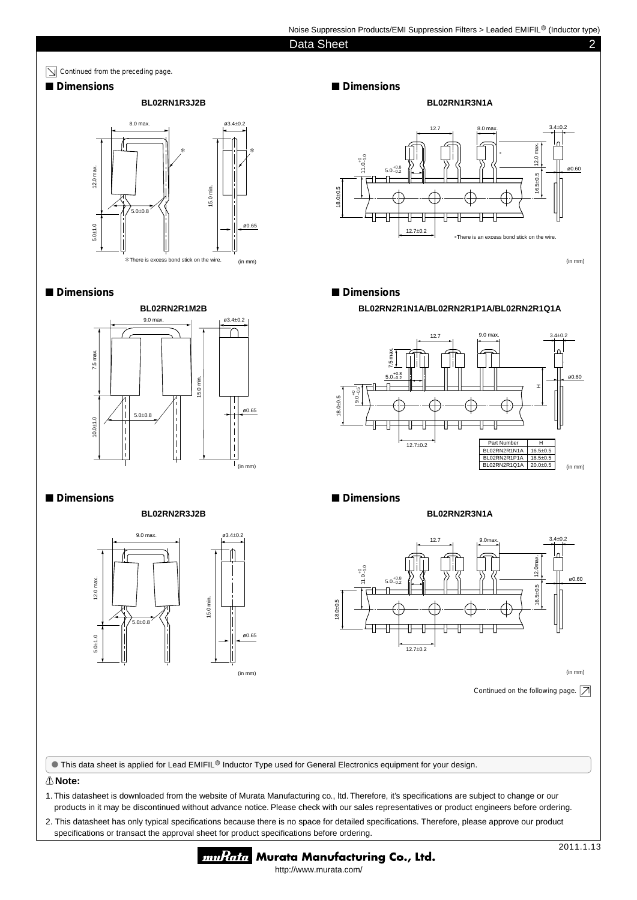Continued from the preceding page.

## ■ Dimensions

**BL02RN1R3J2B**

8.0 max. ø3.4±0.2 12.0 max. 5.0±0.8 15.0 min. 5.0±1.0 ø0.65

✻There is excess bond stick on the wire. (in mm)

## ■ Dimensions

**BL02RN1R3N1A**

12.7 8.0 max. 3.4±0.2 $11.0^{+0}_{-1.0}$ $5.0^{+0.8}_{-0.2}$ 12.0 max. ø0.60 16.5±0.5 18.0±0.5 12.7±0.2

✻There is an excess bond stick on the wire.

(in mm)

## ■ Dimensions

**BL02RN2R1M2B**

9.0 max. ø3.4±0.2 7.5 max. 15.0 min. 5.0±0.8 ø0.65 10.0±1.0 (in mm)

## ■ Dimensions

**BL02RN2R1N1A/BL02RN2R1P1A/BL02RN2R1Q1A**

12.7 9.0 max. 3.4±0.2 7.5 max. $5.0^{+0.8}_{-0.2}$ ø0.60 H 18.0±0.5 $9.0^{+0}_{-0.5}$ 12.7±0.2

| Part Number | H |
|---|---|
| BL02RN2R1N1A | 16.5±0.5 |
| BL02RN2R1P1A | 18.5±0.5 |
| BL02RN2R1Q1A | 20.0±0.5 |

(in mm)

## ■ Dimensions

**BL02RN2R3J2B**

9.0 max. ø3.4±0.2 12.0 max. 15.0 min. 5.0±0.8 ø0.65 5.0±1.0 (in mm)

## ■ Dimensions

**BL02RN2R3N1A**

12.7 9.0max. 3.4±0.2 $11.0^{+0}_{-1.0}$ $5.0^{+0.8}_{-0.2}$ 12.0max. ø0.60 16.5±0.5 18.0±0.5 12.7±0.2

(in mm)

Continued on the following page.

● This data sheet is applied for Lead EMIFIL® Inductor Type used for General Electronics equipment for your design.

**⚠Note:**

1. This datasheet is downloaded from the website of Murata Manufacturing co., ltd. Therefore, it's specifications are subject to change or our products in it may be discontinued without advance notice. Please check with our sales representatives or product engineers before ordering.
2. This datasheet has only typical specifications because there is no space for detailed specifications. Therefore, please approve our product specifications or transact the approval sheet for product specifications before ordering.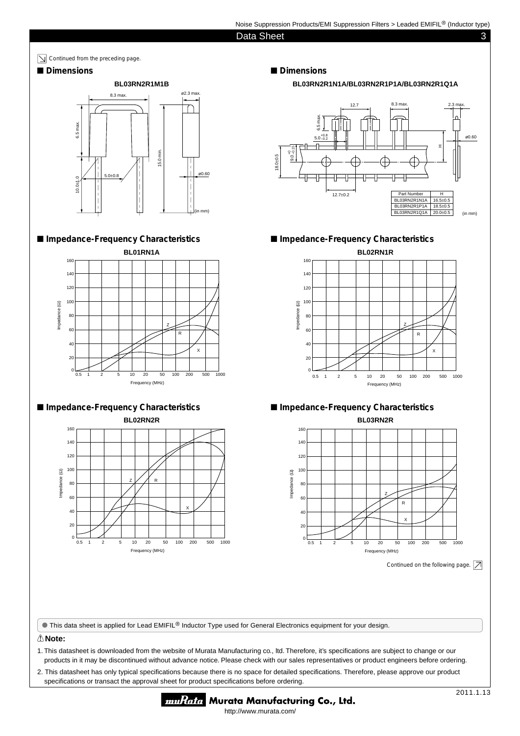Continued from the preceding page.

## ■ Dimensions

**BL03RN2R1M1B**

8.3 max. ø2.3 max. 6.5 max. 15.0 min. 5.0±0.8 ø0.60 10.0±1.0 (in mm)

## ■ Dimensions

**BL03RN2R1N1A/BL03RN2R1P1A/BL03RN2R1Q1A**

12.7 8.3 max. 2.3 max. 6.5 max. $5.0^{+0.8}_{-0.2}$ ø0.60 18.0±0.5 $9.0^{+0}_{-0.15}$ H 12.7±0.2

| Part Number | H |
|---|---|
| BL03RN2R1N1A | 16.5±0.5 |
| BL03RN2R1P1A | 18.5±0.5 |
| BL03RN2R1Q1A | 20.0±0.5 |

(in mm)

## ■ Impedance-Frequency Characteristics

**BL01RN1A**

Impedance (Ω) vs Frequency (MHz): curves Z, R, X (0.5–1000 MHz, 0–160 Ω)

## ■ Impedance-Frequency Characteristics

**BL02RN1R**

Impedance (Ω) vs Frequency (MHz): curves Z, R, X (0.5–1000 MHz, 0–160 Ω)

## ■ Impedance-Frequency Characteristics

**BL02RN2R**

Impedance (Ω) vs Frequency (MHz): curves Z, R, X (0.5–1000 MHz, 0–160 Ω)

## ■ Impedance-Frequency Characteristics

**BL03RN2R**

Impedance (Ω) vs Frequency (MHz): curves Z, R, X (0.5–1000 MHz, 0–160 Ω)

Continued on the following page.

● This data sheet is applied for Lead EMIFIL® Inductor Type used for General Electronics equipment for your design.

**Note:**

1. This datasheet is downloaded from the website of Murata Manufacturing co., ltd. Therefore, it's specifications are subject to change or our products in it may be discontinued without advance notice. Please check with our sales representatives or product engineers before ordering.
2. This datasheet has only typical specifications because there is no space for detailed specifications. Therefore, please approve our product specifications or transact the approval sheet for product specifications before ordering.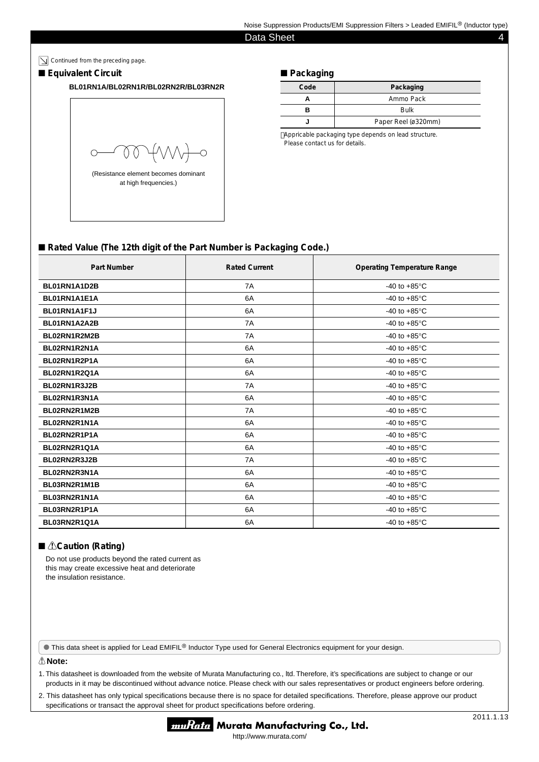Continued from the preceding page.

## ■ Equivalent Circuit

**BL01RN1A/BL02RN1R/BL02RN2R/BL03RN2R**

(Resistance element becomes dominant at high frequencies.)

## ■ Packaging

| Code | Packaging |
|---|---|
| A | Ammo Pack |
| B | Bulk |
| J | Paper Reel (ø320mm) |

Appricable packaging type depends on lead structure.
Please contact us for details.

## ■ Rated Value (The 12th digit of the Part Number is Packaging Code.)

| Part Number | Rated Current | Operating Temperature Range |
|---|---|---|
| BL01RN1A1D2B | 7A | -40 to +85°C |
| BL01RN1A1E1A | 6A | -40 to +85°C |
| BL01RN1A1F1J | 6A | -40 to +85°C |
| BL01RN1A2A2B | 7A | -40 to +85°C |
| BL02RN1R2M2B | 7A | -40 to +85°C |
| BL02RN1R2N1A | 6A | -40 to +85°C |
| BL02RN1R2P1A | 6A | -40 to +85°C |
| BL02RN1R2Q1A | 6A | -40 to +85°C |
| BL02RN1R3J2B | 7A | -40 to +85°C |
| BL02RN1R3N1A | 6A | -40 to +85°C |
| BL02RN2R1M2B | 7A | -40 to +85°C |
| BL02RN2R1N1A | 6A | -40 to +85°C |
| BL02RN2R1P1A | 6A | -40 to +85°C |
| BL02RN2R1Q1A | 6A | -40 to +85°C |
| BL02RN2R3J2B | 7A | -40 to +85°C |
| BL02RN2R3N1A | 6A | -40 to +85°C |
| BL03RN2R1M1B | 6A | -40 to +85°C |
| BL03RN2R1N1A | 6A | -40 to +85°C |
| BL03RN2R1P1A | 6A | -40 to +85°C |
| BL03RN2R1Q1A | 6A | -40 to +85°C |

## ■ ⚠Caution (Rating)

Do not use products beyond the rated current as this may create excessive heat and deteriorate the insulation resistance.

● This data sheet is applied for Lead EMIFIL® Inductor Type used for General Electronics equipment for your design.

⚠**Note:**

1. This datasheet is downloaded from the website of Murata Manufacturing co., ltd. Therefore, it's specifications are subject to change or our products in it may be discontinued without advance notice. Please check with our sales representatives or product engineers before ordering.
2. This datasheet has only typical specifications because there is no space for detailed specifications. Therefore, please approve our product specifications or transact the approval sheet for product specifications before ordering.

2011.1.13

Murata Manufacturing Co., Ltd.
http://www.murata.com/